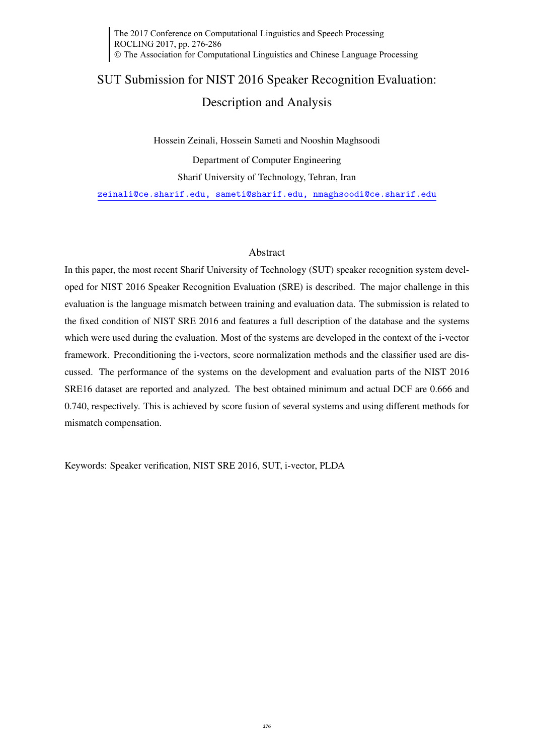# SUT Submission for NIST 2016 Speaker Recognition Evaluation: Description and Analysis

Hossein Zeinali, Hossein Sameti and Nooshin Maghsoodi

Department of Computer Engineering

Sharif University of Technology, Tehran, Iran

zeinali@ce.sharif.edu, sameti@sharif.edu, nmaghsoodi@ce.sharif.edu

## Abstract

In this paper, the most recent Sharif University of Technology (SUT) speaker recognition system developed for NIST 2016 Speaker Recognition Evaluation (SRE) is described. The major challenge in this evaluation is the language mismatch between training and evaluation data. The submission is related to the fixed condition of NIST SRE 2016 and features a full description of the database and the systems which were used during the evaluation. Most of the systems are developed in the context of the i-vector framework. Preconditioning the i-vectors, score normalization methods and the classifier used are discussed. The performance of the systems on the development and evaluation parts of the NIST 2016 SRE16 dataset are reported and analyzed. The best obtained minimum and actual DCF are 0.666 and 0.740, respectively. This is achieved by score fusion of several systems and using different methods for mismatch compensation.

Keywords: Speaker verification, NIST SRE 2016, SUT, i-vector, PLDA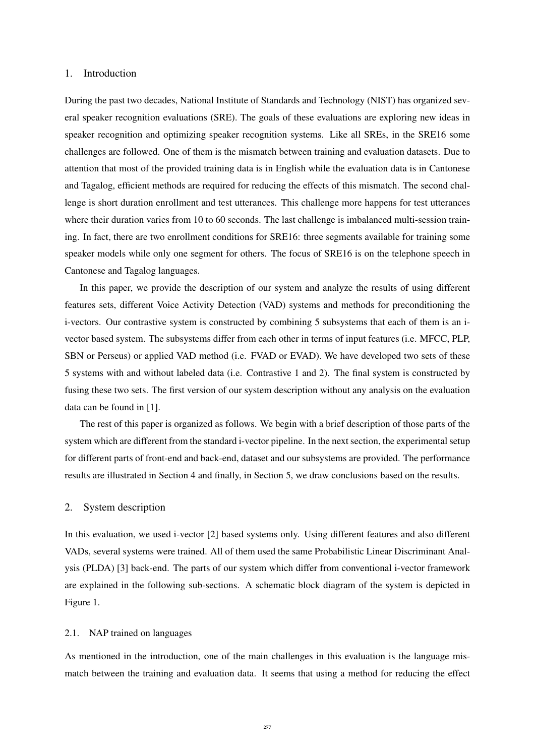## 1. Introduction

During the past two decades, National Institute of Standards and Technology (NIST) has organized several speaker recognition evaluations (SRE). The goals of these evaluations are exploring new ideas in speaker recognition and optimizing speaker recognition systems. Like all SREs, in the SRE16 some challenges are followed. One of them is the mismatch between training and evaluation datasets. Due to attention that most of the provided training data is in English while the evaluation data is in Cantonese and Tagalog, efficient methods are required for reducing the effects of this mismatch. The second challenge is short duration enrollment and test utterances. This challenge more happens for test utterances where their duration varies from 10 to 60 seconds. The last challenge is imbalanced multi-session training. In fact, there are two enrollment conditions for SRE16: three segments available for training some speaker models while only one segment for others. The focus of SRE16 is on the telephone speech in Cantonese and Tagalog languages.

In this paper, we provide the description of our system and analyze the results of using different features sets, different Voice Activity Detection (VAD) systems and methods for preconditioning the i-vectors. Our contrastive system is constructed by combining 5 subsystems that each of them is an i-vector based system. The subsystems differ from each other in terms of input features (i.e. MFCC, PLP, SBN or Perseus) or applied VAD method (i.e. FVAD or EVAD). We have developed two sets of these 5 systems with and without labeled data (i.e. Contrastive 1 and 2). The final system is constructed by fusing these two sets. The first version of our system description without any analysis on the evaluation data can be found in [1].

The rest of this paper is organized as follows. We begin with a brief description of those parts of the system which are different from the standard i-vector pipeline. In the next section, the experimental setup for different parts of front-end and back-end, dataset and our subsystems are provided. The performance results are illustrated in Section 4 and finally, in Section 5, we draw conclusions based on the results.

## 2. System description

In this evaluation, we used i-vector [2] based systems only. Using different features and also different VADs, several systems were trained. All of them used the same Probabilistic Linear Discriminant Analysis (PLDA) [3] back-end. The parts of our system which differ from conventional i-vector framework are explained in the following sub-sections. A schematic block diagram of the system is depicted in Figure 1.

### 2.1. NAP trained on languages

As mentioned in the introduction, one of the main challenges in this evaluation is the language mismatch between the training and evaluation data. It seems that using a method for reducing the effect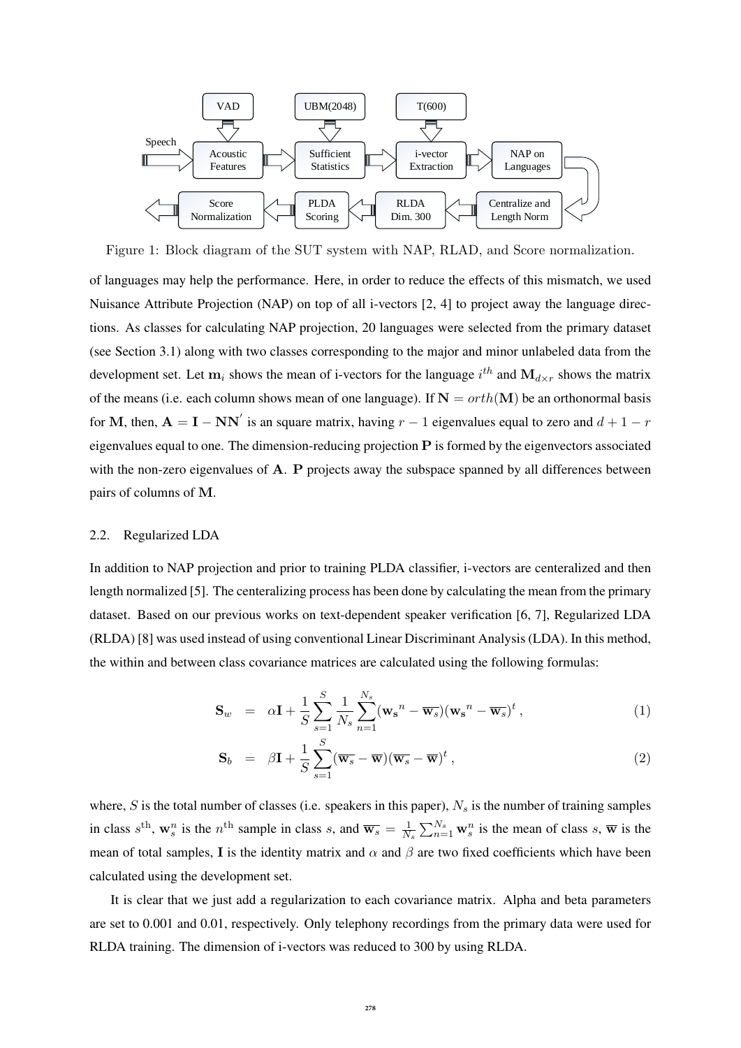Figure 1: Block diagram of the SUT system with NAP, RLAD, and Score normalization.

of languages may help the performance. Here, in order to reduce the effects of this mismatch, we used Nuisance Attribute Projection (NAP) on top of all i-vectors [2, 4] to project away the language directions. As classes for calculating NAP projection, 20 languages were selected from the primary dataset (see Section 3.1) along with two classes corresponding to the major and minor unlabeled data from the development set. Let $\mathbf{m}_i$ shows the mean of i-vectors for the language $i^{th}$ and $\mathbf{M}_{d\times r}$ shows the matrix of the means (i.e. each column shows mean of one language). If $\mathbf{N} = orth(\mathbf{M})$ be an orthonormal basis for $\mathbf{M}$, then, $\mathbf{A} = \mathbf{I} - \mathbf{N}\mathbf{N}'$ is an square matrix, having $r-1$ eigenvalues equal to zero and $d+1-r$ eigenvalues equal to one. The dimension-reducing projection $\mathbf{P}$ is formed by the eigenvectors associated with the non-zero eigenvalues of $\mathbf{A}$. $\mathbf{P}$ projects away the subspace spanned by all differences between pairs of columns of $\mathbf{M}$.

## 2.2. Regularized LDA

In addition to NAP projection and prior to training PLDA classifier, i-vectors are centeralized and then length normalized [5]. The centeralizing process has been done by calculating the mean from the primary dataset. Based on our previous works on text-dependent speaker verification [6, 7], Regularized LDA (RLDA) [8] was used instead of using conventional Linear Discriminant Analysis (LDA). In this method, the within and between class covariance matrices are calculated using the following formulas:

$$\mathbf{S}_w = \alpha\mathbf{I} + \frac{1}{S}\sum_{s=1}^{S}\frac{1}{N_s}\sum_{n=1}^{N_s}(\mathbf{w_s}^n - \overline{\mathbf{w}_s})(\mathbf{w_s}^n - \overline{\mathbf{w}_s})^t\,, \tag{1}$$

$$\mathbf{S}_b = \beta\mathbf{I} + \frac{1}{S}\sum_{s=1}^{S}(\overline{\mathbf{w}_s} - \overline{\mathbf{w}})(\overline{\mathbf{w}_s} - \overline{\mathbf{w}})^t\,, \tag{2}$$

where, $S$ is the total number of classes (i.e. speakers in this paper), $N_s$ is the number of training samples in class $s^{\text{th}}$, $\mathbf{w}_s^n$ is the $n^{\text{th}}$ sample in class $s$, and $\overline{\mathbf{w}_s} = \frac{1}{N_s}\sum_{n=1}^{N_s}\mathbf{w}_s^n$ is the mean of class $s$, $\overline{\mathbf{w}}$ is the mean of total samples, $\mathbf{I}$ is the identity matrix and $\alpha$ and $\beta$ are two fixed coefficients which have been calculated using the development set.

It is clear that we just add a regularization to each covariance matrix. Alpha and beta parameters are set to 0.001 and 0.01, respectively. Only telephony recordings from the primary data were used for RLDA training. The dimension of i-vectors was reduced to 300 by using RLDA.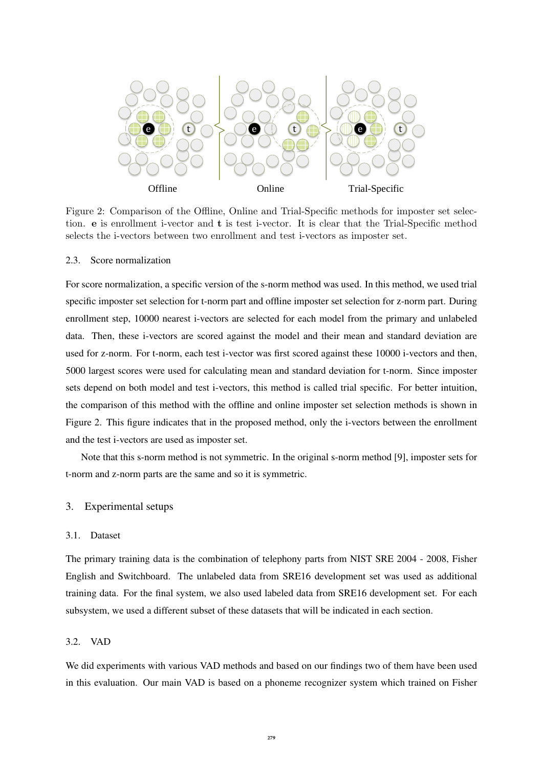Offline Online Trial-Specific

Figure 2: Comparison of the Offline, Online and Trial-Specific methods for imposter set selection. **e** is enrollment i-vector and **t** is test i-vector. It is clear that the Trial-Specific method selects the i-vectors between two enrollment and test i-vectors as imposter set.

### 2.3. Score normalization

For score normalization, a specific version of the s-norm method was used. In this method, we used trial specific imposter set selection for t-norm part and offline imposter set selection for z-norm part. During enrollment step, 10000 nearest i-vectors are selected for each model from the primary and unlabeled data. Then, these i-vectors are scored against the model and their mean and standard deviation are used for z-norm. For t-norm, each test i-vector was first scored against these 10000 i-vectors and then, 5000 largest scores were used for calculating mean and standard deviation for t-norm. Since imposter sets depend on both model and test i-vectors, this method is called trial specific. For better intuition, the comparison of this method with the offline and online imposter set selection methods is shown in Figure 2. This figure indicates that in the proposed method, only the i-vectors between the enrollment and the test i-vectors are used as imposter set.

Note that this s-norm method is not symmetric. In the original s-norm method [9], imposter sets for t-norm and z-norm parts are the same and so it is symmetric.

## 3. Experimental setups

### 3.1. Dataset

The primary training data is the combination of telephony parts from NIST SRE 2004 - 2008, Fisher English and Switchboard. The unlabeled data from SRE16 development set was used as additional training data. For the final system, we also used labeled data from SRE16 development set. For each subsystem, we used a different subset of these datasets that will be indicated in each section.

### 3.2. VAD

We did experiments with various VAD methods and based on our findings two of them have been used in this evaluation. Our main VAD is based on a phoneme recognizer system which trained on Fisher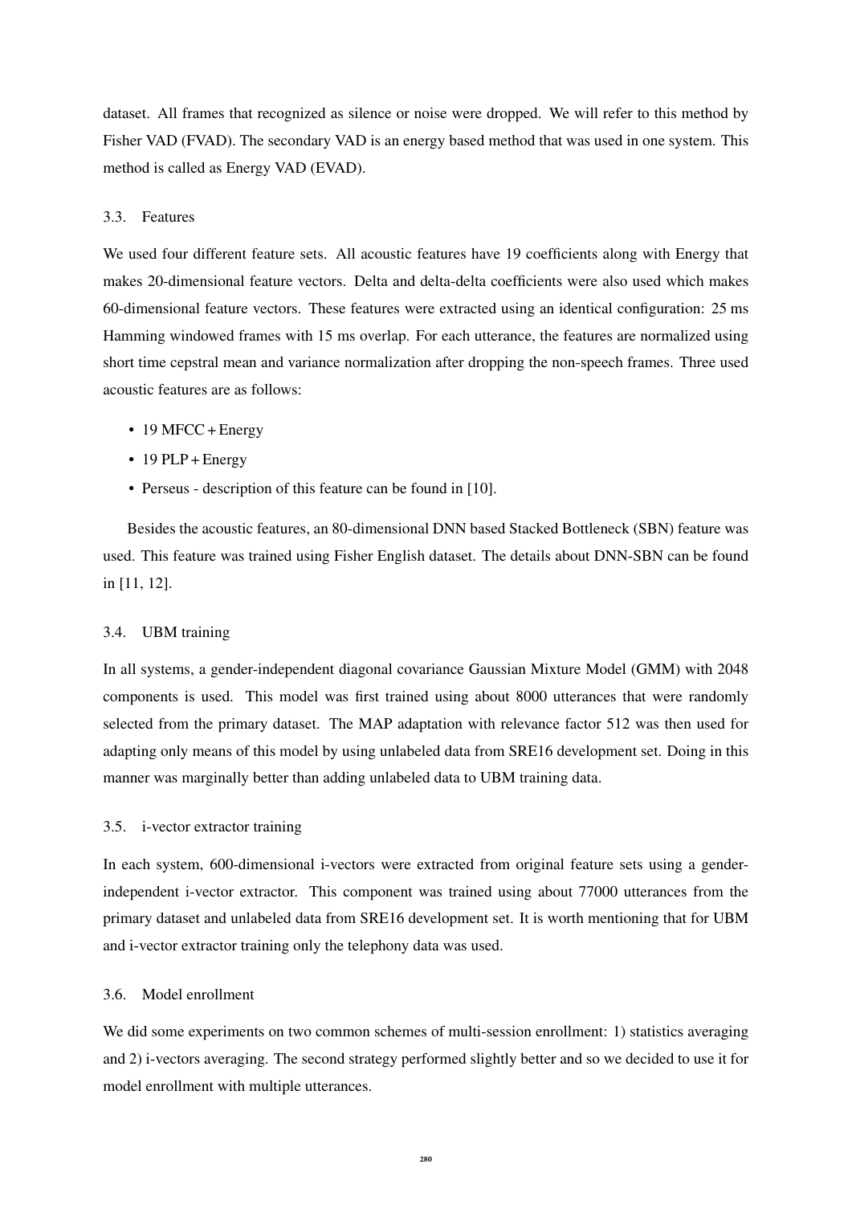dataset. All frames that recognized as silence or noise were dropped. We will refer to this method by Fisher VAD (FVAD). The secondary VAD is an energy based method that was used in one system. This method is called as Energy VAD (EVAD).

### 3.3. Features

We used four different feature sets. All acoustic features have 19 coefficients along with Energy that makes 20-dimensional feature vectors. Delta and delta-delta coefficients were also used which makes 60-dimensional feature vectors. These features were extracted using an identical configuration: 25 ms Hamming windowed frames with 15 ms overlap. For each utterance, the features are normalized using short time cepstral mean and variance normalization after dropping the non-speech frames. Three used acoustic features are as follows:

- 19 MFCC + Energy
- 19 PLP + Energy
- Perseus - description of this feature can be found in [10].

Besides the acoustic features, an 80-dimensional DNN based Stacked Bottleneck (SBN) feature was used. This feature was trained using Fisher English dataset. The details about DNN-SBN can be found in [11, 12].

### 3.4. UBM training

In all systems, a gender-independent diagonal covariance Gaussian Mixture Model (GMM) with 2048 components is used. This model was first trained using about 8000 utterances that were randomly selected from the primary dataset. The MAP adaptation with relevance factor 512 was then used for adapting only means of this model by using unlabeled data from SRE16 development set. Doing in this manner was marginally better than adding unlabeled data to UBM training data.

### 3.5. i-vector extractor training

In each system, 600-dimensional i-vectors were extracted from original feature sets using a gender-independent i-vector extractor. This component was trained using about 77000 utterances from the primary dataset and unlabeled data from SRE16 development set. It is worth mentioning that for UBM and i-vector extractor training only the telephony data was used.

### 3.6. Model enrollment

We did some experiments on two common schemes of multi-session enrollment: 1) statistics averaging and 2) i-vectors averaging. The second strategy performed slightly better and so we decided to use it for model enrollment with multiple utterances.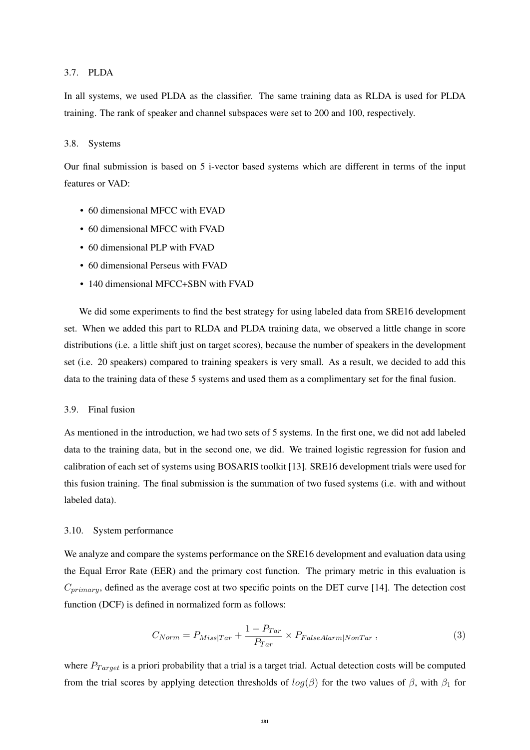### 3.7. PLDA

In all systems, we used PLDA as the classifier. The same training data as RLDA is used for PLDA training. The rank of speaker and channel subspaces were set to 200 and 100, respectively.

### 3.8. Systems

Our final submission is based on 5 i-vector based systems which are different in terms of the input features or VAD:

- 60 dimensional MFCC with EVAD
- 60 dimensional MFCC with FVAD
- 60 dimensional PLP with FVAD
- 60 dimensional Perseus with FVAD
- 140 dimensional MFCC+SBN with FVAD

We did some experiments to find the best strategy for using labeled data from SRE16 development set. When we added this part to RLDA and PLDA training data, we observed a little change in score distributions (i.e. a little shift just on target scores), because the number of speakers in the development set (i.e. 20 speakers) compared to training speakers is very small. As a result, we decided to add this data to the training data of these 5 systems and used them as a complimentary set for the final fusion.

### 3.9. Final fusion

As mentioned in the introduction, we had two sets of 5 systems. In the first one, we did not add labeled data to the training data, but in the second one, we did. We trained logistic regression for fusion and calibration of each set of systems using BOSARIS toolkit [13]. SRE16 development trials were used for this fusion training. The final submission is the summation of two fused systems (i.e. with and without labeled data).

### 3.10. System performance

We analyze and compare the systems performance on the SRE16 development and evaluation data using the Equal Error Rate (EER) and the primary cost function. The primary metric in this evaluation is $C_{primary}$, defined as the average cost at two specific points on the DET curve [14]. The detection cost function (DCF) is defined in normalized form as follows:

$$C_{Norm} = P_{Miss|Tar} + \frac{1 - P_{Tar}}{P_{Tar}} \times P_{FalseAlarm|NonTar} \,, \tag{3}$$

where $P_{Target}$ is a priori probability that a trial is a target trial. Actual detection costs will be computed from the trial scores by applying detection thresholds of $log(\beta)$ for the two values of $\beta$, with $\beta_1$ for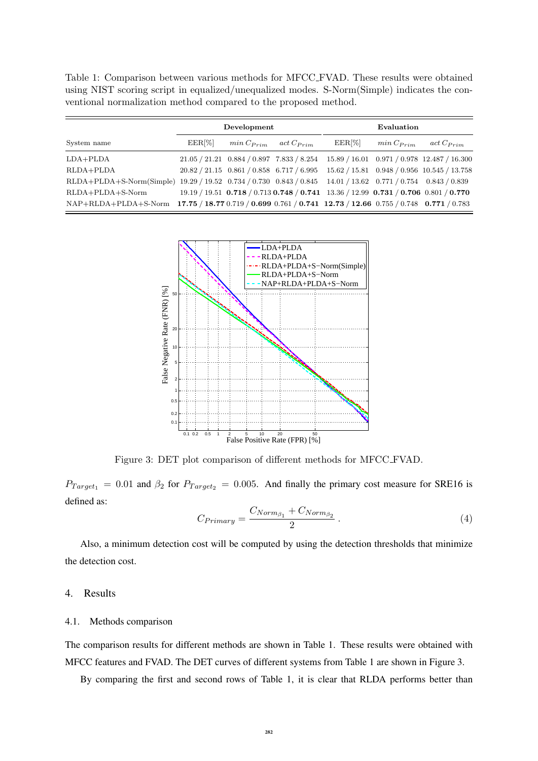Table 1: Comparison between various methods for MFCC_FVAD. These results were obtained using NIST scoring script in equalized/unequalized modes. S-Norm(Simple) indicates the conventional normalization method compared to the proposed method.

| | **Development** | | | **Evaluation** | | |
|---|---|---|---|---|---|---|
| System name | EER[%] | $min\,C_{Prim}$ | $act\,C_{Prim}$ | EER[%] | $min\,C_{Prim}$ | $act\,C_{Prim}$ |
| LDA+PLDA | 21.05 / 21.21 | 0.884 / 0.897 | 7.833 / 8.254 | 15.89 / 16.01 | 0.971 / 0.978 | 12.487 / 16.300 |
| RLDA+PLDA | 20.82 / 21.15 | 0.861 / 0.858 | 6.717 / 6.995 | 15.62 / 15.81 | 0.948 / 0.956 | 10.545 / 13.758 |
| RLDA+PLDA+S-Norm(Simple) | 19.29 / 19.52 | 0.734 / 0.730 | 0.843 / 0.845 | 14.01 / 13.62 | 0.771 / 0.754 | 0.843 / 0.839 |
| RLDA+PLDA+S-Norm | 19.19 / 19.51 | **0.718** / 0.713 | **0.748** / **0.741** | 13.36 / 12.99 | **0.731** / **0.706** | 0.801 / **0.770** |
| NAP+RLDA+PLDA+S-Norm | **17.75** / **18.77** | 0.719 / **0.699** | 0.761 / **0.741** | **12.73** / **12.66** | 0.755 / 0.748 | **0.771** / 0.783 |

Figure 3: DET plot comparison of different methods for MFCC_FVAD.

$P_{Target_1} = 0.01$ and $\beta_2$ for $P_{Target_2} = 0.005$. And finally the primary cost measure for SRE16 is defined as:

$$C_{Primary} = \frac{C_{Norm_{\beta_1}} + C_{Norm_{\beta_2}}}{2} \,. \tag{4}$$

Also, a minimum detection cost will be computed by using the detection thresholds that minimize the detection cost.

## 4. Results

### 4.1. Methods comparison

The comparison results for different methods are shown in Table 1. These results were obtained with MFCC features and FVAD. The DET curves of different systems from Table 1 are shown in Figure 3.

By comparing the first and second rows of Table 1, it is clear that RLDA performs better than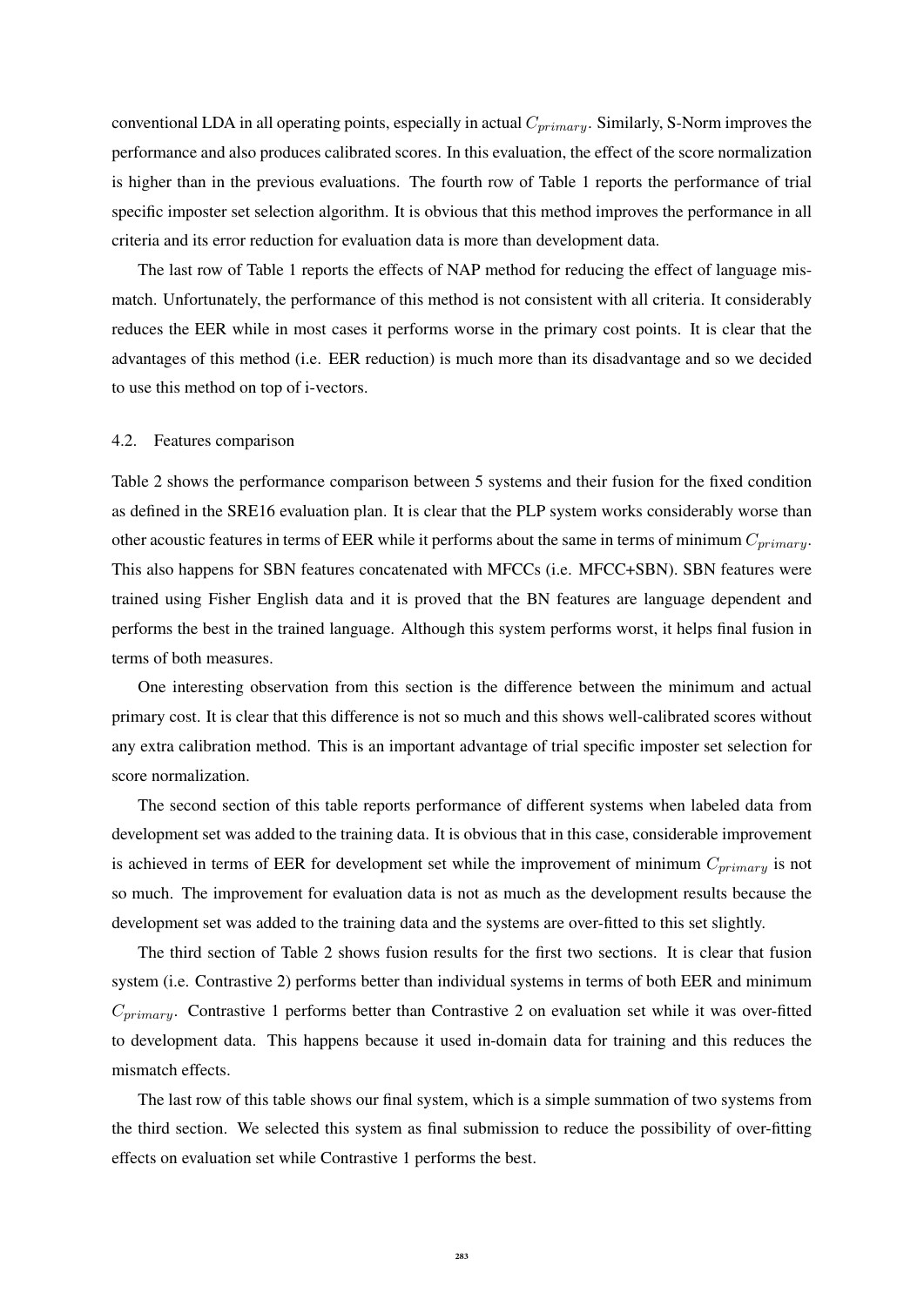conventional LDA in all operating points, especially in actual $C_{primary}$. Similarly, S-Norm improves the performance and also produces calibrated scores. In this evaluation, the effect of the score normalization is higher than in the previous evaluations. The fourth row of Table 1 reports the performance of trial specific imposter set selection algorithm. It is obvious that this method improves the performance in all criteria and its error reduction for evaluation data is more than development data.

The last row of Table 1 reports the effects of NAP method for reducing the effect of language mismatch. Unfortunately, the performance of this method is not consistent with all criteria. It considerably reduces the EER while in most cases it performs worse in the primary cost points. It is clear that the advantages of this method (i.e. EER reduction) is much more than its disadvantage and so we decided to use this method on top of i-vectors.

### 4.2. Features comparison

Table 2 shows the performance comparison between 5 systems and their fusion for the fixed condition as defined in the SRE16 evaluation plan. It is clear that the PLP system works considerably worse than other acoustic features in terms of EER while it performs about the same in terms of minimum $C_{primary}$. This also happens for SBN features concatenated with MFCCs (i.e. MFCC+SBN). SBN features were trained using Fisher English data and it is proved that the BN features are language dependent and performs the best in the trained language. Although this system performs worst, it helps final fusion in terms of both measures.

One interesting observation from this section is the difference between the minimum and actual primary cost. It is clear that this difference is not so much and this shows well-calibrated scores without any extra calibration method. This is an important advantage of trial specific imposter set selection for score normalization.

The second section of this table reports performance of different systems when labeled data from development set was added to the training data. It is obvious that in this case, considerable improvement is achieved in terms of EER for development set while the improvement of minimum $C_{primary}$ is not so much. The improvement for evaluation data is not as much as the development results because the development set was added to the training data and the systems are over-fitted to this set slightly.

The third section of Table 2 shows fusion results for the first two sections. It is clear that fusion system (i.e. Contrastive 2) performs better than individual systems in terms of both EER and minimum $C_{primary}$. Contrastive 1 performs better than Contrastive 2 on evaluation set while it was over-fitted to development data. This happens because it used in-domain data for training and this reduces the mismatch effects.

The last row of this table shows our final system, which is a simple summation of two systems from the third section. We selected this system as final submission to reduce the possibility of over-fitting effects on evaluation set while Contrastive 1 performs the best.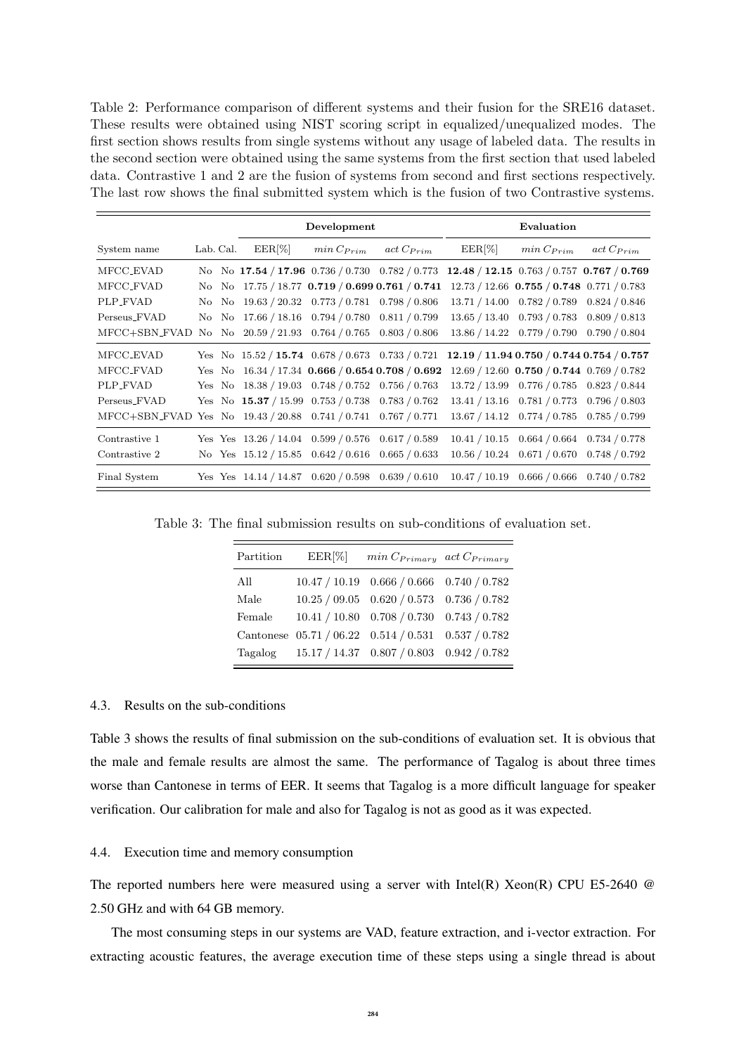Table 2: Performance comparison of different systems and their fusion for the SRE16 dataset. These results were obtained using NIST scoring script in equalized/unequalized modes. The first section shows results from single systems without any usage of labeled data. The results in the second section were obtained using the same systems from the first section that used labeled data. Contrastive 1 and 2 are the fusion of systems from second and first sections respectively. The last row shows the final submitted system which is the fusion of two Contrastive systems.

| | | | Development | | | Evaluation | | |
|---|---|---|---|---|---|---|---|---|
| System name | Lab. | Cal. | EER[%] | $min\,C_{Prim}$ | $act\,C_{Prim}$ | EER[%] | $min\,C_{Prim}$ | $act\,C_{Prim}$ |
| MFCC_EVAD | No | No | **17.54** / **17.96** | 0.736 / 0.730 | 0.782 / 0.773 | **12.48** / **12.15** | 0.763 / 0.757 | **0.767** / **0.769** |
| MFCC_FVAD | No | No | 17.75 / 18.77 | **0.719** / **0.699** | **0.761** / **0.741** | 12.73 / 12.66 | **0.755** / **0.748** | 0.771 / 0.783 |
| PLP_FVAD | No | No | 19.63 / 20.32 | 0.773 / 0.781 | 0.798 / 0.806 | 13.71 / 14.00 | 0.782 / 0.789 | 0.824 / 0.846 |
| Perseus_FVAD | No | No | 17.66 / 18.16 | 0.794 / 0.780 | 0.811 / 0.799 | 13.65 / 13.40 | 0.793 / 0.783 | 0.809 / 0.813 |
| MFCC+SBN_FVAD | No | No | 20.59 / 21.93 | 0.764 / 0.765 | 0.803 / 0.806 | 13.86 / 14.22 | 0.779 / 0.790 | 0.790 / 0.804 |
| MFCC_EVAD | Yes | No | 15.52 / **15.74** | 0.678 / 0.673 | 0.733 / 0.721 | **12.19** / **11.94** | **0.750** / **0.744** | **0.754** / **0.757** |
| MFCC_FVAD | Yes | No | 16.34 / 17.34 | **0.666** / **0.654** | **0.708** / **0.692** | 12.69 / 12.60 | **0.750** / **0.744** | 0.769 / 0.782 |
| PLP_FVAD | Yes | No | 18.38 / 19.03 | 0.748 / 0.752 | 0.756 / 0.763 | 13.72 / 13.99 | 0.776 / 0.785 | 0.823 / 0.844 |
| Perseus_FVAD | Yes | No | **15.37** / 15.99 | 0.753 / 0.738 | 0.783 / 0.762 | 13.41 / 13.16 | 0.781 / 0.773 | 0.796 / 0.803 |
| MFCC+SBN_FVAD | Yes | No | 19.43 / 20.88 | 0.741 / 0.741 | 0.767 / 0.771 | 13.67 / 14.12 | 0.774 / 0.785 | 0.785 / 0.799 |
| Contrastive 1 | Yes | Yes | 13.26 / 14.04 | 0.599 / 0.576 | 0.617 / 0.589 | 10.41 / 10.15 | 0.664 / 0.664 | 0.734 / 0.778 |
| Contrastive 2 | No | Yes | 15.12 / 15.85 | 0.642 / 0.616 | 0.665 / 0.633 | 10.56 / 10.24 | 0.671 / 0.670 | 0.748 / 0.792 |
| Final System | Yes | Yes | 14.14 / 14.87 | 0.620 / 0.598 | 0.639 / 0.610 | 10.47 / 10.19 | 0.666 / 0.666 | 0.740 / 0.782 |

Table 3: The final submission results on sub-conditions of evaluation set.

| Partition | EER[%] | $min\,C_{Primary}$ | $act\,C_{Primary}$ |
|---|---|---|---|
| All | 10.47 / 10.19 | 0.666 / 0.666 | 0.740 / 0.782 |
| Male | 10.25 / 09.05 | 0.620 / 0.573 | 0.736 / 0.782 |
| Female | 10.41 / 10.80 | 0.708 / 0.730 | 0.743 / 0.782 |
| Cantonese | 05.71 / 06.22 | 0.514 / 0.531 | 0.537 / 0.782 |
| Tagalog | 15.17 / 14.37 | 0.807 / 0.803 | 0.942 / 0.782 |

### 4.3. Results on the sub-conditions

Table 3 shows the results of final submission on the sub-conditions of evaluation set. It is obvious that the male and female results are almost the same. The performance of Tagalog is about three times worse than Cantonese in terms of EER. It seems that Tagalog is a more difficult language for speaker verification. Our calibration for male and also for Tagalog is not as good as it was expected.

### 4.4. Execution time and memory consumption

The reported numbers here were measured using a server with Intel(R) Xeon(R) CPU E5-2640 @ 2.50 GHz and with 64 GB memory.

The most consuming steps in our systems are VAD, feature extraction, and i-vector extraction. For extracting acoustic features, the average execution time of these steps using a single thread is about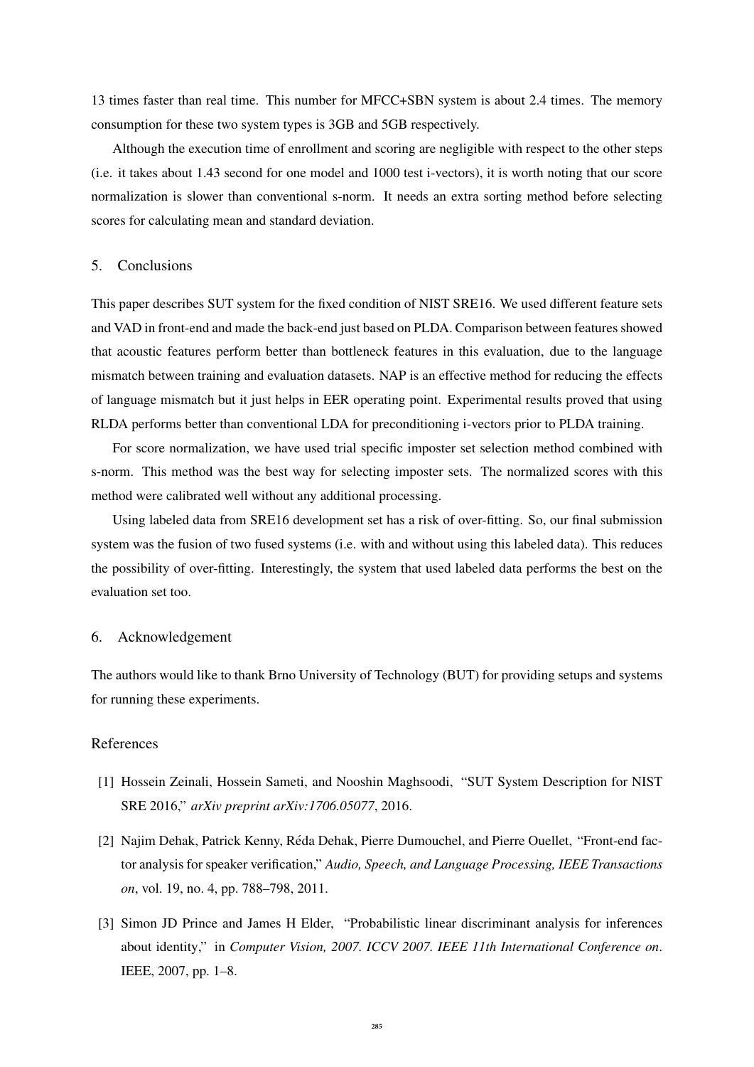13 times faster than real time. This number for MFCC+SBN system is about 2.4 times. The memory consumption for these two system types is 3GB and 5GB respectively.

Although the execution time of enrollment and scoring are negligible with respect to the other steps (i.e. it takes about 1.43 second for one model and 1000 test i-vectors), it is worth noting that our score normalization is slower than conventional s-norm. It needs an extra sorting method before selecting scores for calculating mean and standard deviation.

## 5. Conclusions

This paper describes SUT system for the fixed condition of NIST SRE16. We used different feature sets and VAD in front-end and made the back-end just based on PLDA. Comparison between features showed that acoustic features perform better than bottleneck features in this evaluation, due to the language mismatch between training and evaluation datasets. NAP is an effective method for reducing the effects of language mismatch but it just helps in EER operating point. Experimental results proved that using RLDA performs better than conventional LDA for preconditioning i-vectors prior to PLDA training.

For score normalization, we have used trial specific imposter set selection method combined with s-norm. This method was the best way for selecting imposter sets. The normalized scores with this method were calibrated well without any additional processing.

Using labeled data from SRE16 development set has a risk of over-fitting. So, our final submission system was the fusion of two fused systems (i.e. with and without using this labeled data). This reduces the possibility of over-fitting. Interestingly, the system that used labeled data performs the best on the evaluation set too.

## 6. Acknowledgement

The authors would like to thank Brno University of Technology (BUT) for providing setups and systems for running these experiments.

## References

[1] Hossein Zeinali, Hossein Sameti, and Nooshin Maghsoodi, "SUT System Description for NIST SRE 2016," *arXiv preprint arXiv:1706.05077*, 2016.

[2] Najim Dehak, Patrick Kenny, Réda Dehak, Pierre Dumouchel, and Pierre Ouellet, "Front-end factor analysis for speaker verification," *Audio, Speech, and Language Processing, IEEE Transactions on*, vol. 19, no. 4, pp. 788–798, 2011.

[3] Simon JD Prince and James H Elder, "Probabilistic linear discriminant analysis for inferences about identity," in *Computer Vision, 2007. ICCV 2007. IEEE 11th International Conference on*. IEEE, 2007, pp. 1–8.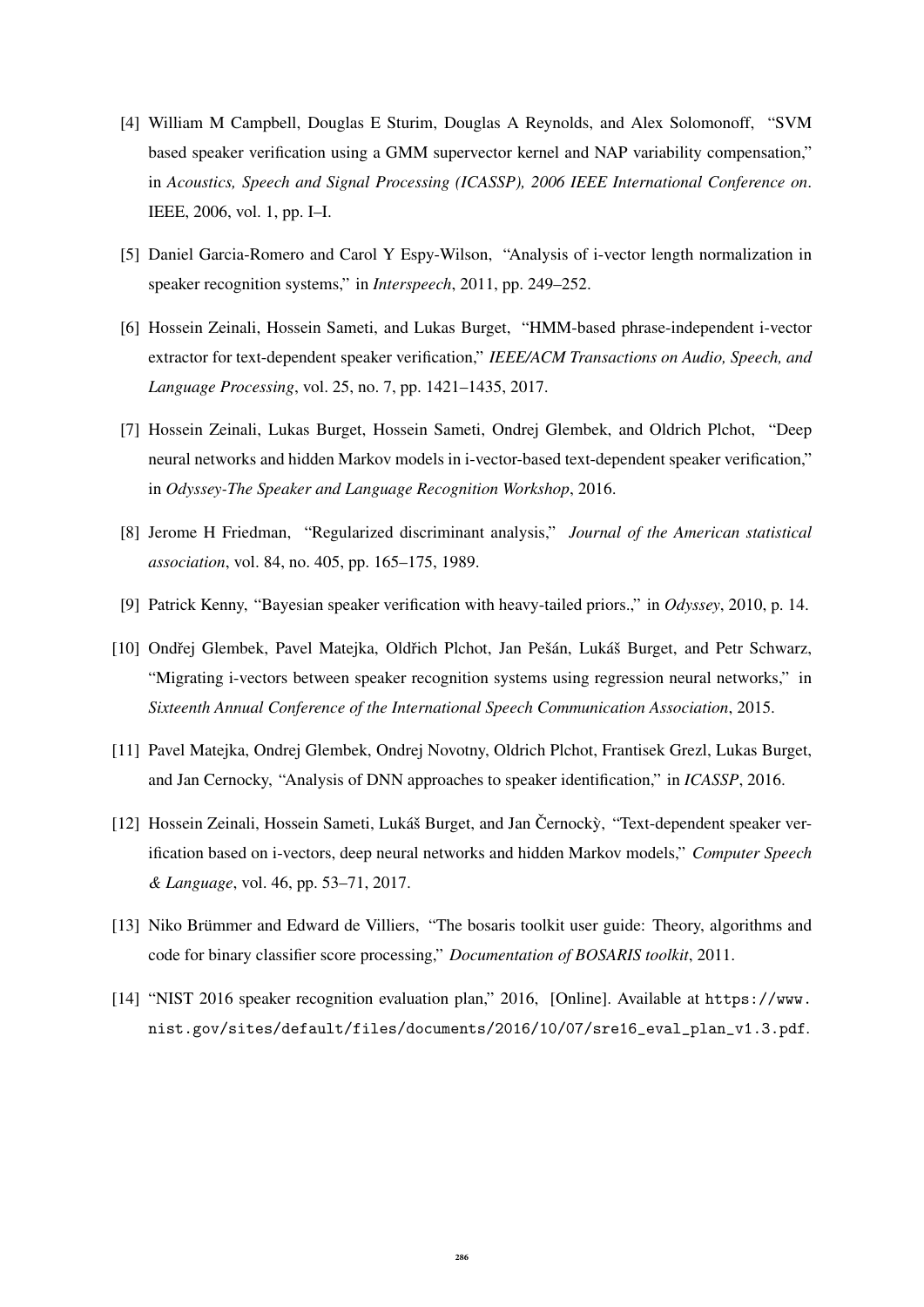[4] William M Campbell, Douglas E Sturim, Douglas A Reynolds, and Alex Solomonoff, "SVM based speaker verification using a GMM supervector kernel and NAP variability compensation," in *Acoustics, Speech and Signal Processing (ICASSP), 2006 IEEE International Conference on*. IEEE, 2006, vol. 1, pp. I–I.

[5] Daniel Garcia-Romero and Carol Y Espy-Wilson, "Analysis of i-vector length normalization in speaker recognition systems," in *Interspeech*, 2011, pp. 249–252.

[6] Hossein Zeinali, Hossein Sameti, and Lukas Burget, "HMM-based phrase-independent i-vector extractor for text-dependent speaker verification," *IEEE/ACM Transactions on Audio, Speech, and Language Processing*, vol. 25, no. 7, pp. 1421–1435, 2017.

[7] Hossein Zeinali, Lukas Burget, Hossein Sameti, Ondrej Glembek, and Oldrich Plchot, "Deep neural networks and hidden Markov models in i-vector-based text-dependent speaker verification," in *Odyssey-The Speaker and Language Recognition Workshop*, 2016.

[8] Jerome H Friedman, "Regularized discriminant analysis," *Journal of the American statistical association*, vol. 84, no. 405, pp. 165–175, 1989.

[9] Patrick Kenny, "Bayesian speaker verification with heavy-tailed priors.," in *Odyssey*, 2010, p. 14.

[10] Ondřej Glembek, Pavel Matejka, Oldřich Plchot, Jan Pešán, Lukáš Burget, and Petr Schwarz, "Migrating i-vectors between speaker recognition systems using regression neural networks," in *Sixteenth Annual Conference of the International Speech Communication Association*, 2015.

[11] Pavel Matejka, Ondrej Glembek, Ondrej Novotny, Oldrich Plchot, Frantisek Grezl, Lukas Burget, and Jan Cernocky, "Analysis of DNN approaches to speaker identification," in *ICASSP*, 2016.

[12] Hossein Zeinali, Hossein Sameti, Lukáš Burget, and Jan Černockỳ, "Text-dependent speaker verification based on i-vectors, deep neural networks and hidden Markov models," *Computer Speech & Language*, vol. 46, pp. 53–71, 2017.

[13] Niko Brümmer and Edward de Villiers, "The bosaris toolkit user guide: Theory, algorithms and code for binary classifier score processing," *Documentation of BOSARIS toolkit*, 2011.

[14] "NIST 2016 speaker recognition evaluation plan," 2016, [Online]. Available at `https://www.nist.gov/sites/default/files/documents/2016/10/07/sre16_eval_plan_v1.3.pdf`.